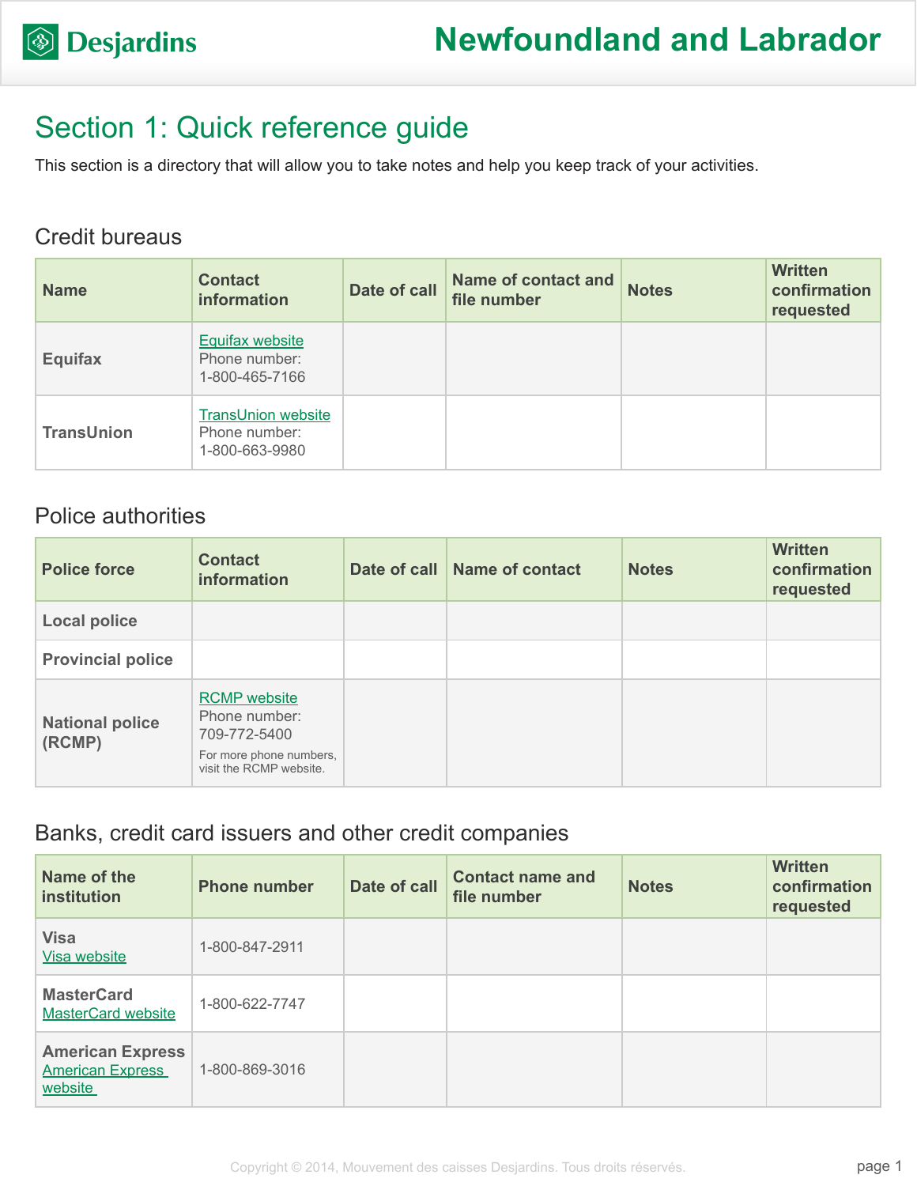# Newfoundland and Labrador

## Section 1: Quick reference guide

This section is a directory that will allow you to take notes and help you keep track of your activities.

### Credit bureaus

| Name | Contact information | Date of call | Name of contact and file number | Notes | Written confirmation requested |
|---|---|---|---|---|---|
| **Equifax** | Equifax website<br>Phone number:<br>1-800-465-7166 | | | | |
| **TransUnion** | TransUnion website<br>Phone number:<br>1-800-663-9980 | | | | |

### Police authorities

| Police force | Contact information | Date of call | Name of contact | Notes | Written confirmation requested |
|---|---|---|---|---|---|
| **Local police** | | | | | |
| **Provincial police** | | | | | |
| **National police (RCMP)** | RCMP website<br>Phone number:<br>709-772-5400<br>For more phone numbers, visit the RCMP website. | | | | |

### Banks, credit card issuers and other credit companies

| Name of the institution | Phone number | Date of call | Contact name and file number | Notes | Written confirmation requested |
|---|---|---|---|---|---|
| **Visa**<br>Visa website | 1-800-847-2911 | | | | |
| **MasterCard**<br>MasterCard website | 1-800-622-7747 | | | | |
| **American Express**<br>American Express website | 1-800-869-3016 | | | | |

Copyright © 2014, Mouvement des caisses Desjardins. Tous droits réservés.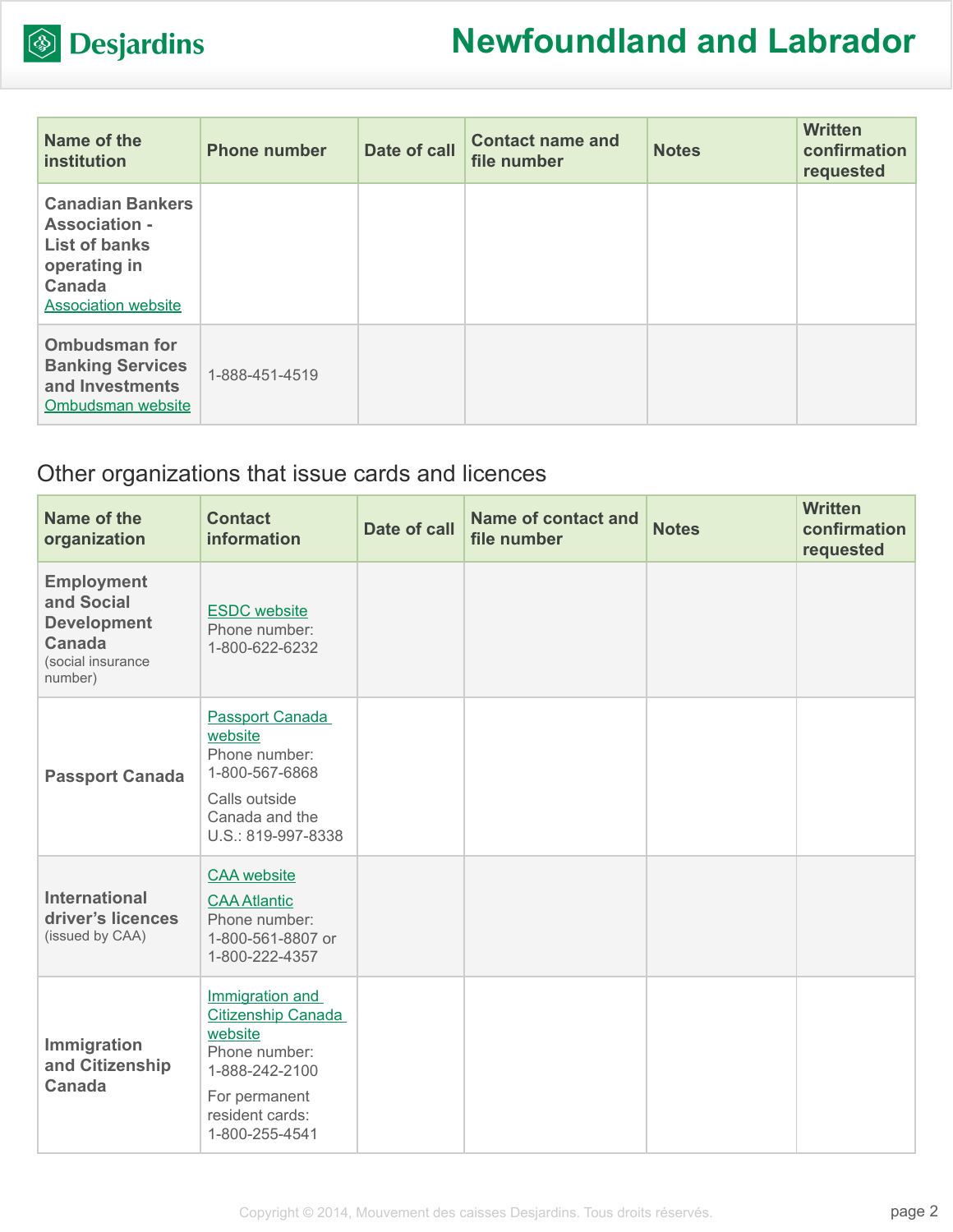| Name of the institution | Phone number | Date of call | Contact name and file number | Notes | Written confirmation requested |
|---|---|---|---|---|---|
| **Canadian Bankers Association - List of banks operating in Canada** Association website | | | | | |
| **Ombudsman for Banking Services and Investments** Ombudsman website | 1-888-451-4519 | | | | |

## Other organizations that issue cards and licences

| Name of the organization | Contact information | Date of call | Name of contact and file number | Notes | Written confirmation requested |
|---|---|---|---|---|---|
| **Employment and Social Development Canada** (social insurance number) | ESDC website Phone number: 1-800-622-6232 | | | | |
| **Passport Canada** | Passport Canada website Phone number: 1-800-567-6868 Calls outside Canada and the U.S.: 819-997-8338 | | | | |
| **International driver's licences** (issued by CAA) | CAA website CAA Atlantic Phone number: 1-800-561-8807 or 1-800-222-4357 | | | | |
| **Immigration and Citizenship Canada** | Immigration and Citizenship Canada website Phone number: 1-888-242-2100 For permanent resident cards: 1-800-255-4541 | | | | |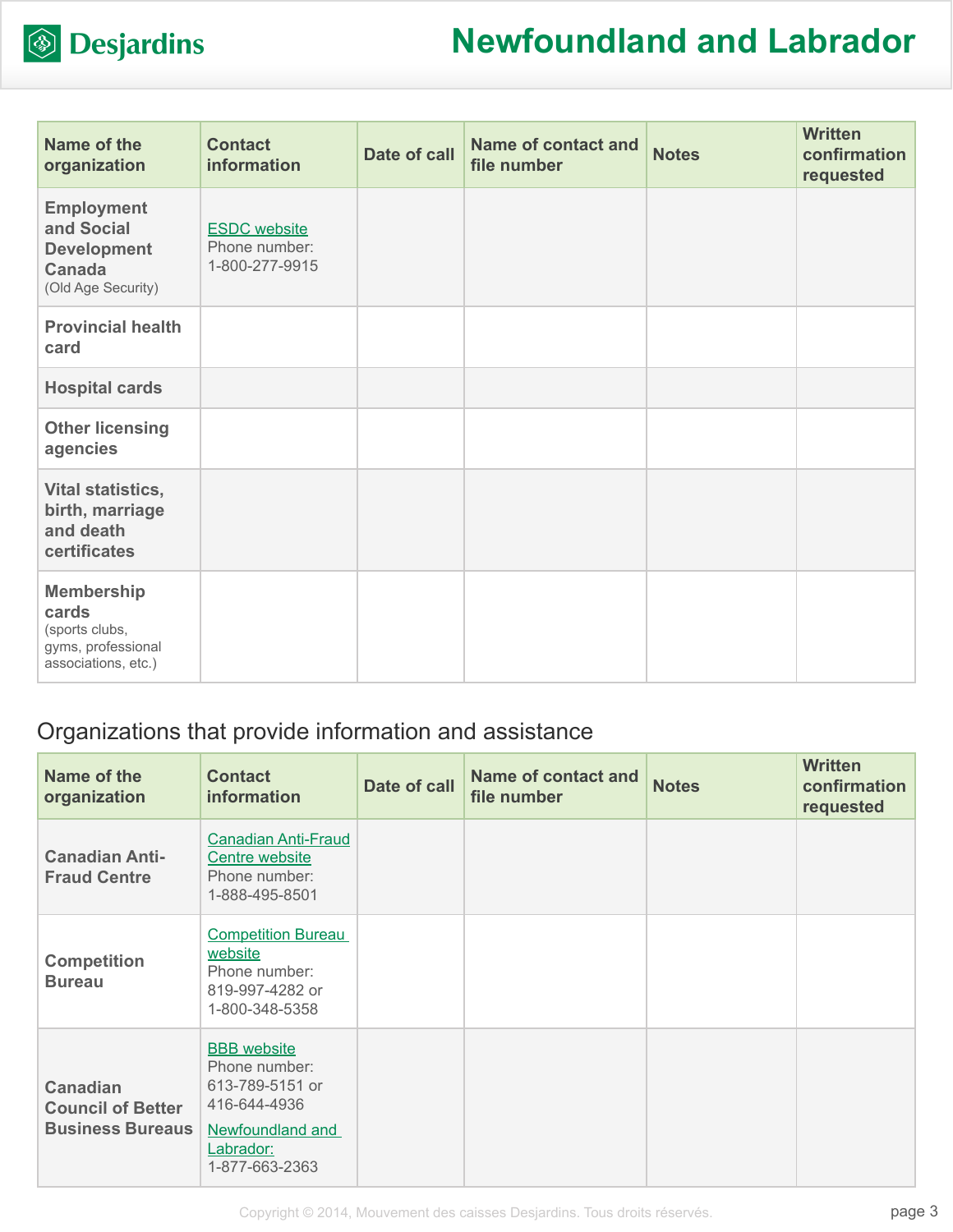| Name of the organization | Contact information | Date of call | Name of contact and file number | Notes | Written confirmation requested |
|---|---|---|---|---|---|
| **Employment and Social Development Canada** (Old Age Security) | ESDC website<br>Phone number: 1-800-277-9915 | | | | |
| **Provincial health card** | | | | | |
| **Hospital cards** | | | | | |
| **Other licensing agencies** | | | | | |
| **Vital statistics, birth, marriage and death certificates** | | | | | |
| **Membership cards** (sports clubs, gyms, professional associations, etc.) | | | | | |

## Organizations that provide information and assistance

| Name of the organization | Contact information | Date of call | Name of contact and file number | Notes | Written confirmation requested |
|---|---|---|---|---|---|
| **Canadian Anti-Fraud Centre** | Canadian Anti-Fraud Centre website<br>Phone number: 1-888-495-8501 | | | | |
| **Competition Bureau** | Competition Bureau website<br>Phone number: 819-997-4282 or 1-800-348-5358 | | | | |
| **Canadian Council of Better Business Bureaus** | BBB website<br>Phone number: 613-789-5151 or 416-644-4936<br>Newfoundland and Labrador: 1-877-663-2363 | | | | |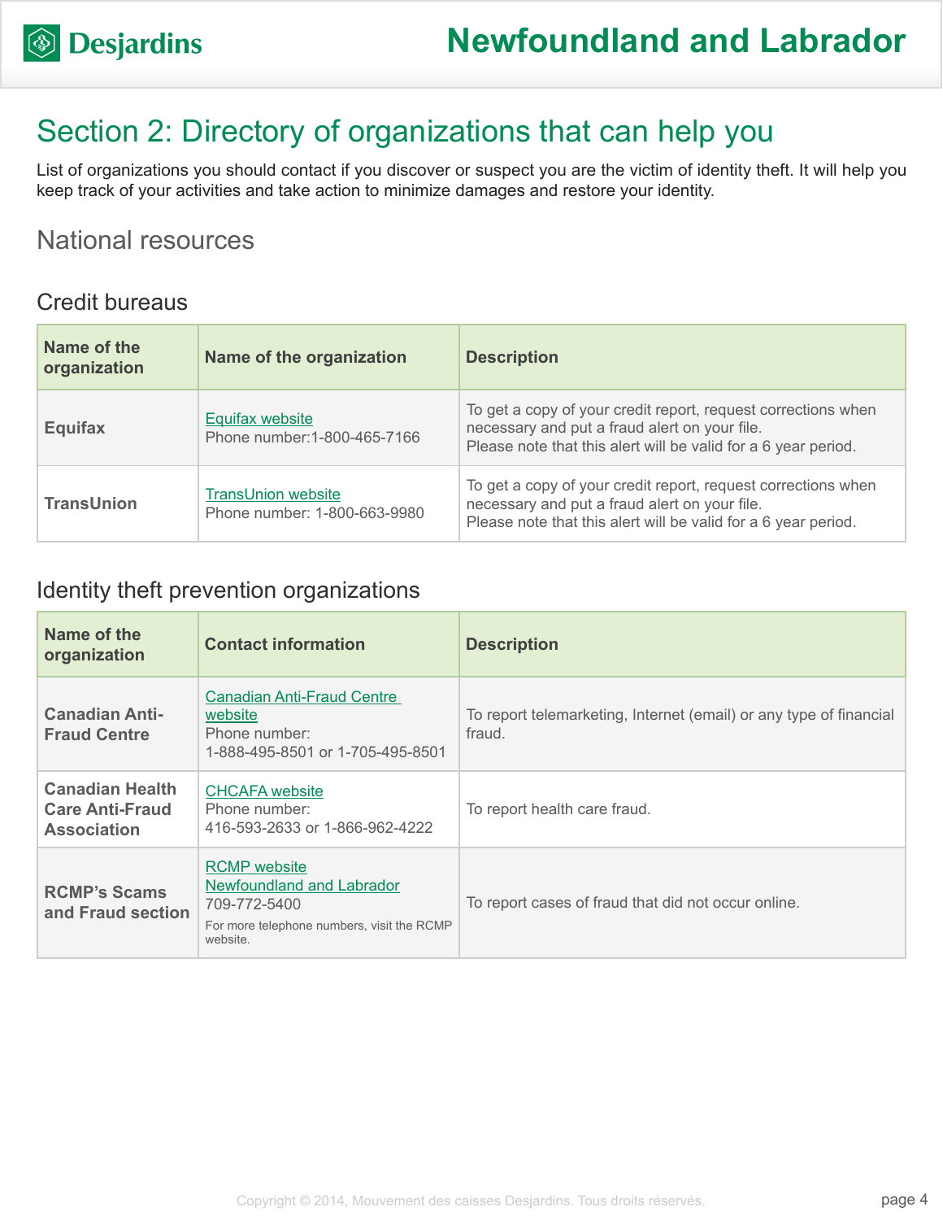# Section 2: Directory of organizations that can help you

List of organizations you should contact if you discover or suspect you are the victim of identity theft. It will help you keep track of your activities and take action to minimize damages and restore your identity.

## National resources

### Credit bureaus

| Name of the organization | Name of the organization | Description |
|---|---|---|
| **Equifax** | Equifax website<br>Phone number:1-800-465-7166 | To get a copy of your credit report, request corrections when necessary and put a fraud alert on your file.<br>Please note that this alert will be valid for a 6 year period. |
| **TransUnion** | TransUnion website<br>Phone number: 1-800-663-9980 | To get a copy of your credit report, request corrections when necessary and put a fraud alert on your file.<br>Please note that this alert will be valid for a 6 year period. |

### Identity theft prevention organizations

| Name of the organization | Contact information | Description |
|---|---|---|
| **Canadian Anti-Fraud Centre** | Canadian Anti-Fraud Centre website<br>Phone number:<br>1-888-495-8501 or 1-705-495-8501 | To report telemarketing, Internet (email) or any type of financial fraud. |
| **Canadian Health Care Anti-Fraud Association** | CHCAFA website<br>Phone number:<br>416-593-2633 or 1-866-962-4222 | To report health care fraud. |
| **RCMP's Scams and Fraud section** | RCMP website<br>Newfoundland and Labrador<br>709-772-5400<br>For more telephone numbers, visit the RCMP website. | To report cases of fraud that did not occur online. |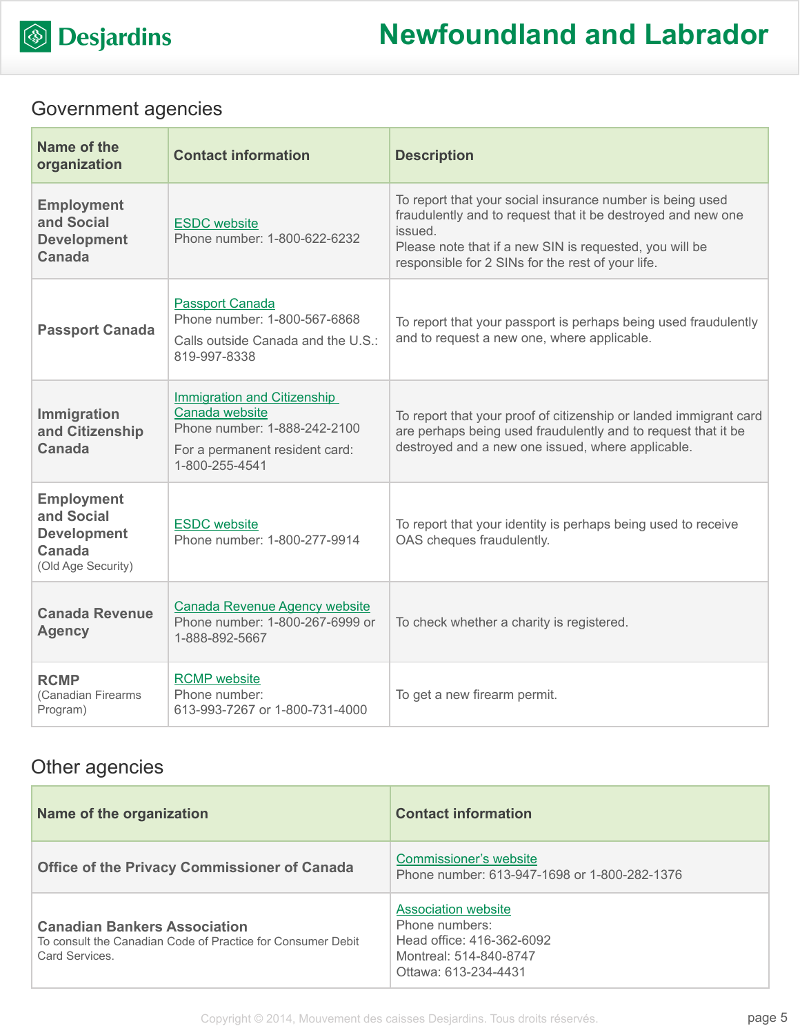## Government agencies

| Name of the organization | Contact information | Description |
| --- | --- | --- |
| **Employment and Social Development Canada** | ESDC website<br>Phone number: 1-800-622-6232 | To report that your social insurance number is being used fraudulently and to request that it be destroyed and new one issued.<br>Please note that if a new SIN is requested, you will be responsible for 2 SINs for the rest of your life. |
| **Passport Canada** | Passport Canada<br>Phone number: 1-800-567-6868<br>Calls outside Canada and the U.S.: 819-997-8338 | To report that your passport is perhaps being used fraudulently and to request a new one, where applicable. |
| **Immigration and Citizenship Canada** | Immigration and Citizenship Canada website<br>Phone number: 1-888-242-2100<br>For a permanent resident card: 1-800-255-4541 | To report that your proof of citizenship or landed immigrant card are perhaps being used fraudulently and to request that it be destroyed and a new one issued, where applicable. |
| **Employment and Social Development Canada** (Old Age Security) | ESDC website<br>Phone number: 1-800-277-9914 | To report that your identity is perhaps being used to receive OAS cheques fraudulently. |
| **Canada Revenue Agency** | Canada Revenue Agency website<br>Phone number: 1-800-267-6999 or 1-888-892-5667 | To check whether a charity is registered. |
| **RCMP** (Canadian Firearms Program) | RCMP website<br>Phone number: 613-993-7267 or 1-800-731-4000 | To get a new firearm permit. |

## Other agencies

| Name of the organization | Contact information |
| --- | --- |
| **Office of the Privacy Commissioner of Canada** | Commissioner's website<br>Phone number: 613-947-1698 or 1-800-282-1376 |
| **Canadian Bankers Association**<br>To consult the Canadian Code of Practice for Consumer Debit Card Services. | Association website<br>Phone numbers:<br>Head office: 416-362-6092<br>Montreal: 514-840-8747<br>Ottawa: 613-234-4431 |

Copyright © 2014, Mouvement des caisses Desjardins. Tous droits réservés.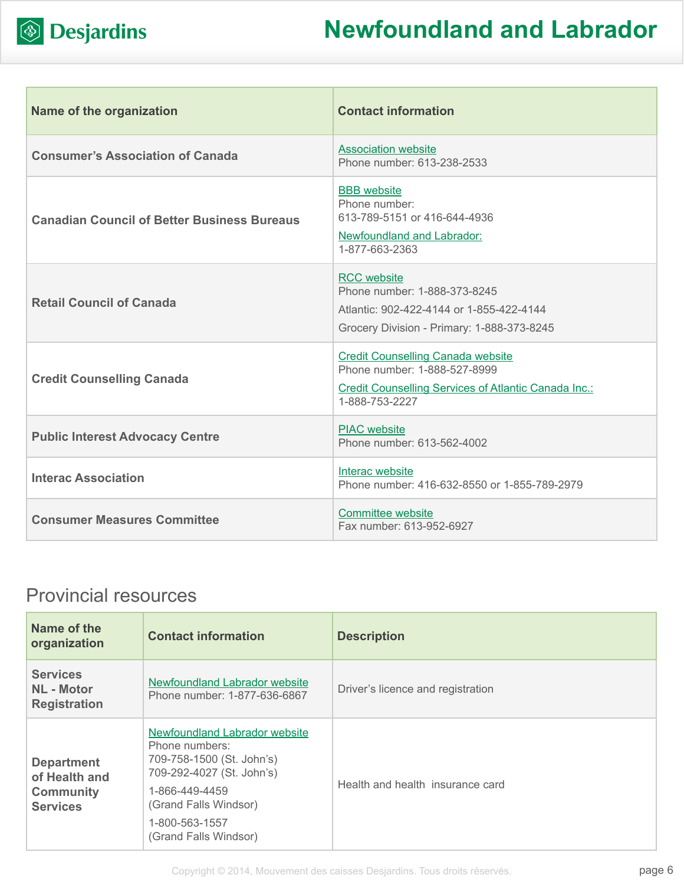| Name of the organization | Contact information |
| --- | --- |
| Consumer's Association of Canada | Association website<br>Phone number: 613-238-2533 |
| Canadian Council of Better Business Bureaus | BBB website<br>Phone number:<br>613-789-5151 or 416-644-4936<br>Newfoundland and Labrador:<br>1-877-663-2363 |
| Retail Council of Canada | RCC website<br>Phone number: 1-888-373-8245<br>Atlantic: 902-422-4144 or 1-855-422-4144<br>Grocery Division - Primary: 1-888-373-8245 |
| Credit Counselling Canada | Credit Counselling Canada website<br>Phone number: 1-888-527-8999<br>Credit Counselling Services of Atlantic Canada Inc.:<br>1-888-753-2227 |
| Public Interest Advocacy Centre | PIAC website<br>Phone number: 613-562-4002 |
| Interac Association | Interac website<br>Phone number: 416-632-8550 or 1-855-789-2979 |
| Consumer Measures Committee | Committee website<br>Fax number: 613-952-6927 |

## Provincial resources

| Name of the organization | Contact information | Description |
| --- | --- | --- |
| Services NL - Motor Registration | Newfoundland Labrador website<br>Phone number: 1-877-636-6867 | Driver's licence and registration |
| Department of Health and Community Services | Newfoundland Labrador website<br>Phone numbers:<br>709-758-1500 (St. John's)<br>709-292-4027 (St. John's)<br>1-866-449-4459<br>(Grand Falls Windsor)<br>1-800-563-1557<br>(Grand Falls Windsor) | Health and health insurance card |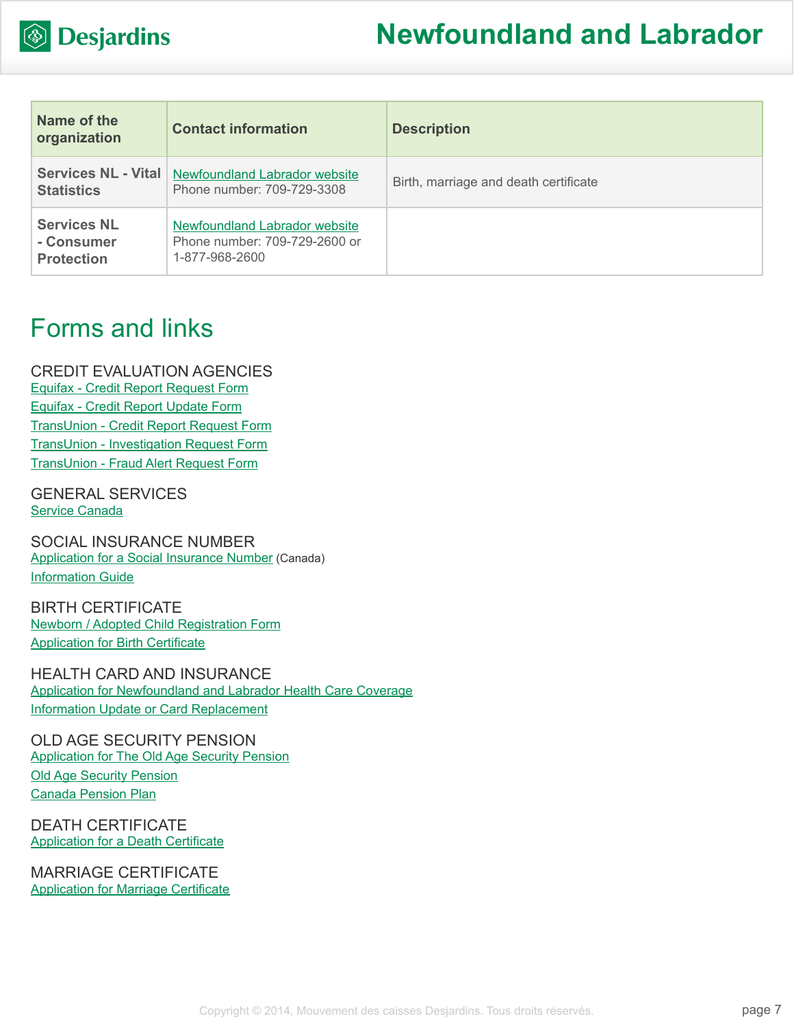| Name of the organization | Contact information | Description |
| --- | --- | --- |
| **Services NL - Vital Statistics** | Newfoundland Labrador website<br>Phone number: 709-729-3308 | Birth, marriage and death certificate |
| **Services NL - Consumer Protection** | Newfoundland Labrador website<br>Phone number: 709-729-2600 or 1-877-968-2600 | |

## Forms and links

### CREDIT EVALUATION AGENCIES

Equifax - Credit Report Request Form
Equifax - Credit Report Update Form
TransUnion - Credit Report Request Form
TransUnion - Investigation Request Form
TransUnion - Fraud Alert Request Form

### GENERAL SERVICES

Service Canada

### SOCIAL INSURANCE NUMBER

Application for a Social Insurance Number (Canada)
Information Guide

### BIRTH CERTIFICATE

Newborn / Adopted Child Registration Form
Application for Birth Certificate

### HEALTH CARD AND INSURANCE

Application for Newfoundland and Labrador Health Care Coverage
Information Update or Card Replacement

### OLD AGE SECURITY PENSION

Application for The Old Age Security Pension
Old Age Security Pension
Canada Pension Plan

### DEATH CERTIFICATE

Application for a Death Certificate

### MARRIAGE CERTIFICATE

Application for Marriage Certificate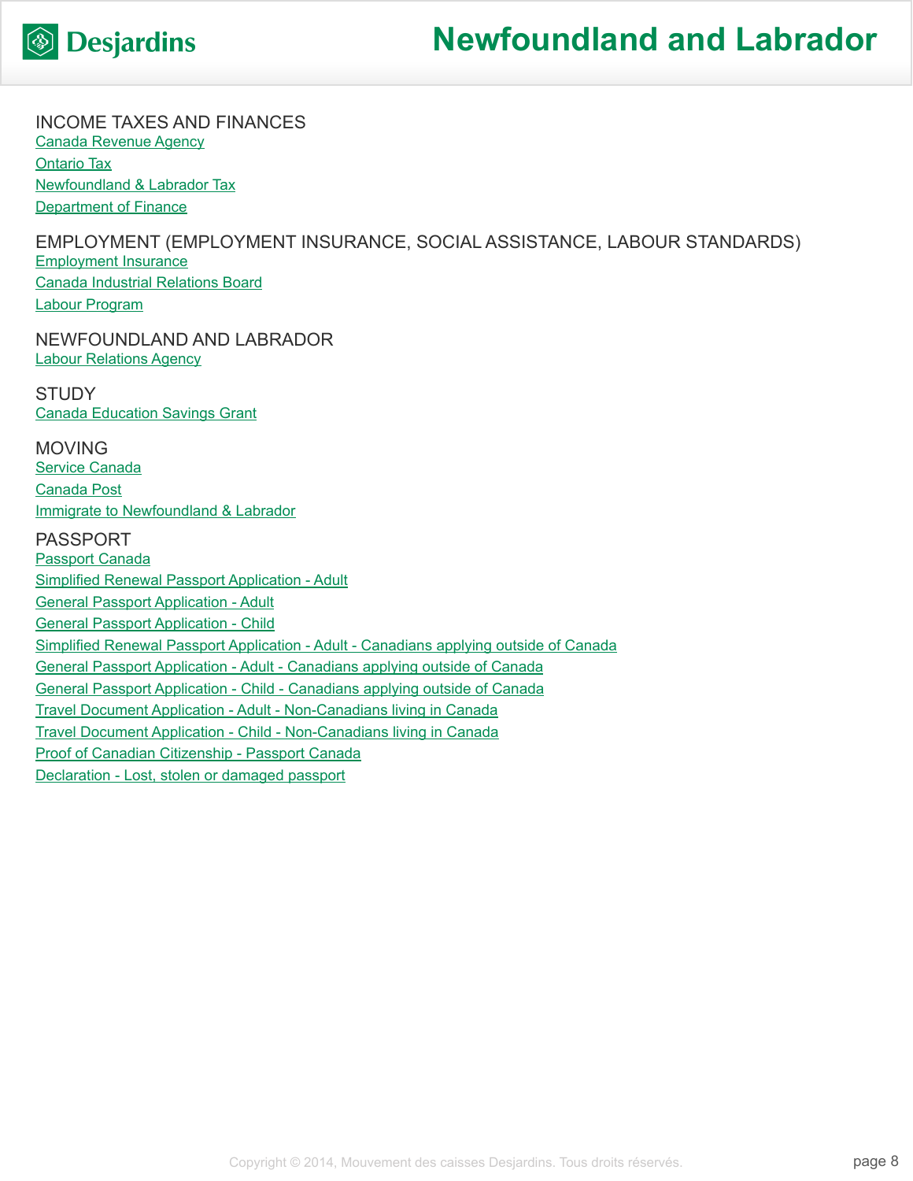# Newfoundland and Labrador

## INCOME TAXES AND FINANCES

Canada Revenue Agency

Ontario Tax

Newfoundland & Labrador Tax

Department of Finance

## EMPLOYMENT (EMPLOYMENT INSURANCE, SOCIAL ASSISTANCE, LABOUR STANDARDS)

Employment Insurance

Canada Industrial Relations Board

Labour Program

## NEWFOUNDLAND AND LABRADOR

Labour Relations Agency

## STUDY

Canada Education Savings Grant

## MOVING

Service Canada

Canada Post

Immigrate to Newfoundland & Labrador

## PASSPORT

Passport Canada

Simplified Renewal Passport Application - Adult

General Passport Application - Adult

General Passport Application - Child

Simplified Renewal Passport Application - Adult - Canadians applying outside of Canada

General Passport Application - Adult - Canadians applying outside of Canada

General Passport Application - Child - Canadians applying outside of Canada

Travel Document Application - Adult - Non-Canadians living in Canada

Travel Document Application - Child - Non-Canadians living in Canada

Proof of Canadian Citizenship - Passport Canada

Declaration - Lost, stolen or damaged passport

Copyright © 2014, Mouvement des caisses Desjardins. Tous droits réservés.